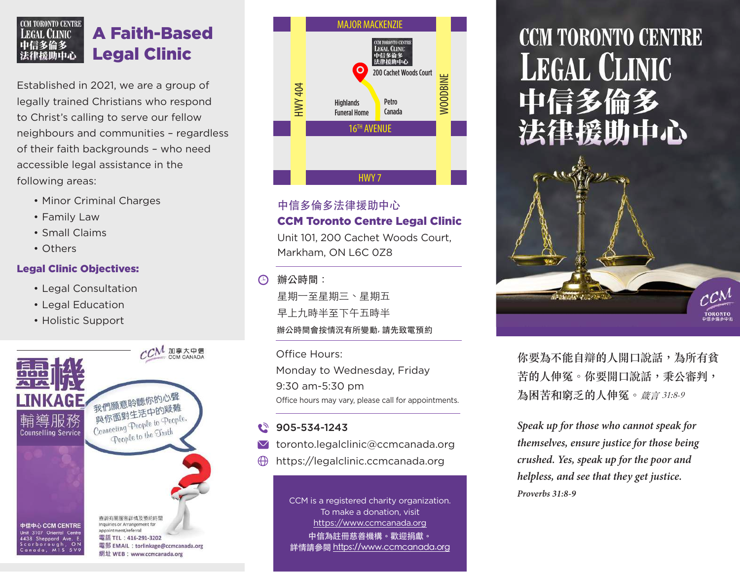CCM TORONTO CENTRE LEGAL CLINIC 中信多倫多法律援助中心

# A Faith-Based Legal Clinic

Established in 2021, we are a group of legally trained Christians who respond to Christ's calling to serve our fellow neighbours and communities – regardless of their faith backgrounds – who need accessible legal assistance in the following areas:

- Minor Criminal Charges
- Family Law
- Small Claims
- Others

**Legal Clinic Objectives:**

- Legal Consultation
- Legal Education
- Holistic Support

CCM 加拿大中信 CCM CANADA

靈機 LINKAGE 輔導服務 Counselling Service

我們願意聆聽你的心聲 與你面對生活中的疑難

Connecting People to People, People to the Truth

中信中心 CCM CENTRE
Unit 3107 Oriental Centre
4438 Sheppard Ave. E.
Scarborough, ON
Canada, M1S 5V9

查詢有關服務詳情及預約時間
Inquiries or Arrangement for appointment/referral
電話 TEL：416-291-3202
電郵 EMAIL：torlinkage@ccmcanada.org
網址 WEB：www.ccmcanada.org

MAJOR MACKENZIE
HWY 404
WOODBINE
200 Cachet Woods Court
Highlands Funeral Home
Petro Canada
16TH AVENUE
HWY 7

## 中信多倫多法律援助中心
## CCM Toronto Centre Legal Clinic

Unit 101, 200 Cachet Woods Court,
Markham, ON L6C 0Z8

辦公時間：
星期一至星期三、星期五
早上九時半至下午五時半
辦公時間會按情況有所變動，請先致電預約

Office Hours:
Monday to Wednesday, Friday
9:30 am-5:30 pm
Office hours may vary, please call for appointments.

905-534-1243
toronto.legalclinic@ccmcanada.org
https://legalclinic.ccmcanada.org

CCM is a registered charity organization.
To make a donation, visit
https://www.ccmcanada.org
中信為註冊慈善機構。歡迎捐獻。
詳情請參閱 https://www.ccmcanada.org

# CCM TORONTO CENTRE LEGAL CLINIC
# 中信多倫多法律援助中心

CCM TORONTO 中信多倫多中心

你要為不能自辯的人開口說話，為所有貧苦的人伸冤。你要開口說話，秉公審判，為困苦和窮乏的人伸冤。*箴言 31:8-9*

*Speak up for those who cannot speak for themselves, ensure justice for those being crushed. Yes, speak up for the poor and helpless, and see that they get justice.*

*Proverbs 31:8-9*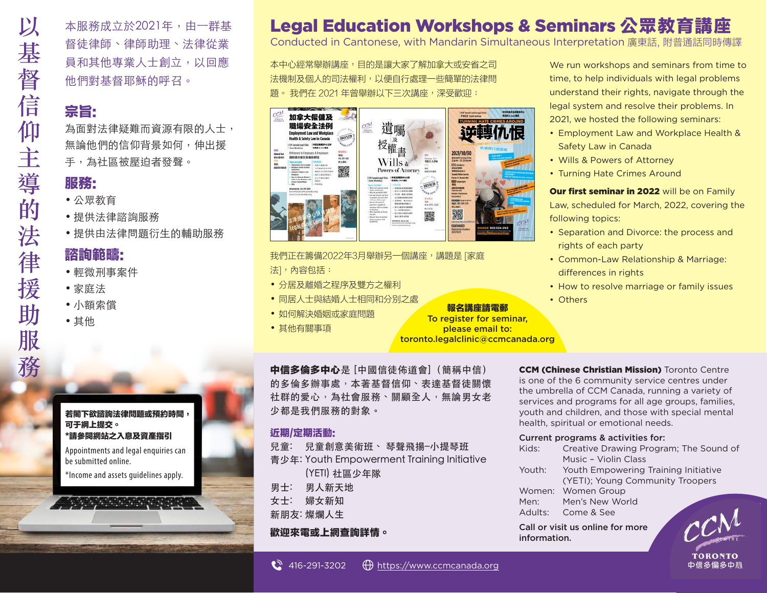# 以基督信仰主導的法律援助服務

本服務成立於2021年，由一群基督徒律師、律師助理、法律從業員和其他專業人士創立，以回應他們對基督耶穌的呼召。

## 宗旨:

為面對法律疑難而資源有限的人士，無論他們的信仰背景如何，伸出援手，為社區被壓迫者發聲。

## 服務:

- 公眾教育
- 提供法律諮詢服務
- 提供由法律問題衍生的輔助服務

## 諮詢範疇:

- 輕微刑事案件
- 家庭法
- 小額索償
- 其他

**若閣下欲諮詢法律問題或預約時間，可于網上提交。**
**\*請參閱網站之入息及資產指引**

Appointments and legal enquiries can be submitted online.
*Income and assets guidelines apply.

# Legal Education Workshops & Seminars 公眾教育講座

Conducted in Cantonese, with Mandarin Simultaneous Interpretation 廣東話, 附普通話同時傳譯

本中心經常舉辦講座，目的是讓大家了解加拿大或安省之司法機制及個人的司法權利，以便自行處理一些簡單的法律問題。 我們在 2021 年曾舉辦以下三次講座，深受歡迎：

我們正在籌備2022年3月舉辦另一個講座，講題是 [家庭法]，內容包括：

- 分居及離婚之程序及雙方之權利
- 同居人士與結婚人士相同和分別之處
- 如何解決婚姻或家庭問題
- 其他有關事項

We run workshops and seminars from time to time, to help individuals with legal problems understand their rights, navigate through the legal system and resolve their problems. In 2021, we hosted the following seminars:

- Employment Law and Workplace Health & Safety Law in Canada
- Wills & Powers of Attorney
- Turning Hate Crimes Around

**Our first seminar in 2022** will be on Family Law, scheduled for March, 2022, covering the following topics:

- Separation and Divorce: the process and rights of each party
- Common-Law Relationship & Marriage: differences in rights
- How to resolve marriage or family issues
- Others

**報名講座請電郵**
**To register for seminar, please email to:**
**toronto.legalclinic@ccmcanada.org**

**中信多倫多中心**是 [中國信徒佈道會]（簡稱中信）的多倫多辦事處，本著基督信仰、表達基督徒關懷社群的愛心，為社會服務、關顧全人，無論男女老少都是我們服務的對象。

## 近期/定期活動:

兒童: 兒童創意美術班、 琴聲飛揚–小提琴班
青少年: Youth Empowerment Training Initiative (YETI) 社區少年隊
男士: 男人新天地
女士: 婦女新知
新朋友: 燦爛人生

**歡迎來電或上網查詢詳情。**

**CCM (Chinese Christian Mission)** Toronto Centre is one of the 6 community service centres under the umbrella of CCM Canada, running a variety of services and programs for all age groups, families, youth and children, and those with special mental health, spiritual or emotional needs.

**Current programs & activities for:**

Kids: Creative Drawing Program; The Sound of Music – Violin Class
Youth: Youth Empowering Training Initiative (YETI); Young Community Troopers
Women: Women Group
Men: Men's New World
Adults: Come & See

**Call or visit us online for more information.**

416-291-3202 https://www.ccmcanada.org

CCM Centre TORONTO 中信多倫多中心